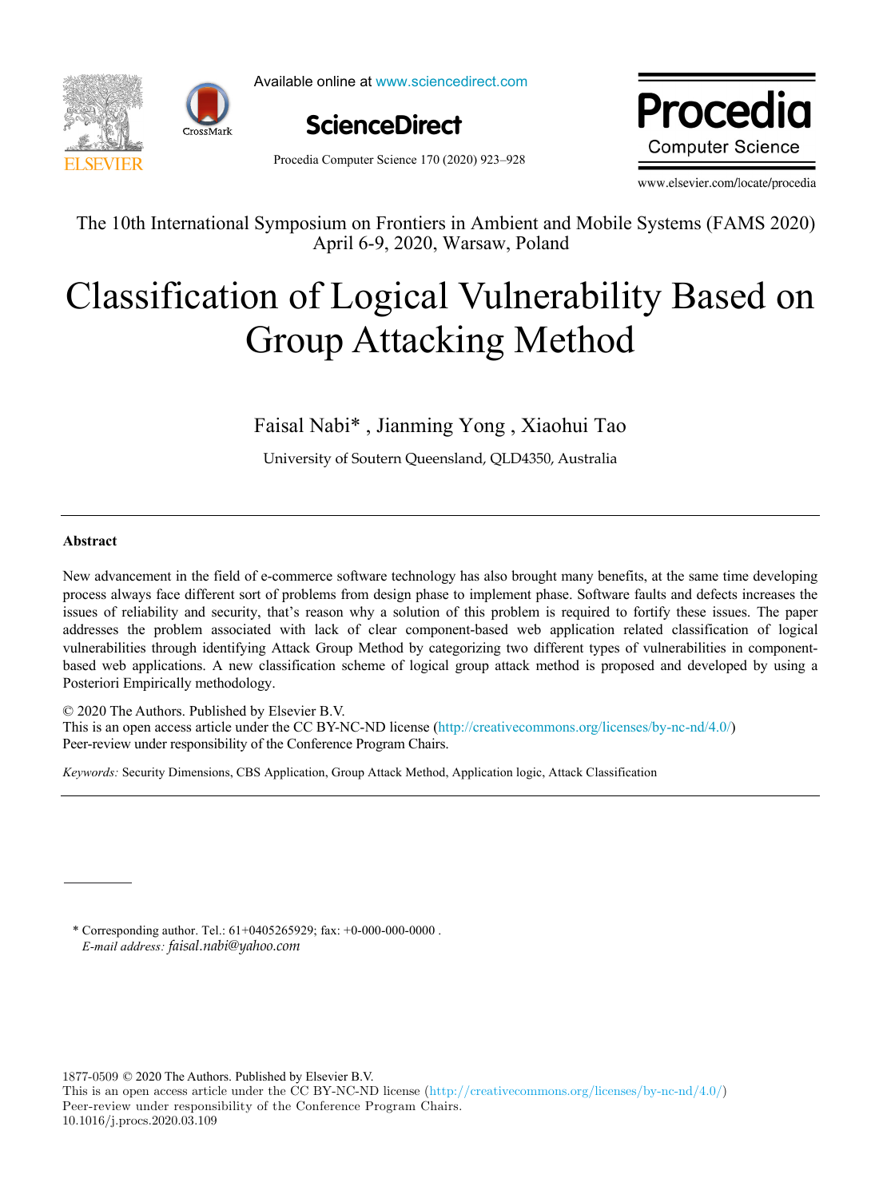The 10th International Symposium on Frontiers in Ambient and Mobile Systems (FAMS 2020)
April 6-9, 2020, Warsaw, Poland

# Classification of Logical Vulnerability Based on Group Attacking Method

Faisal Nabi* , Jianming Yong , Xiaohui Tao

University of Soutern Queensland, QLD4350, Australia

---

### Abstract

New advancement in the field of e-commerce software technology has also brought many benefits, at the same time developing process always face different sort of problems from design phase to implement phase. Software faults and defects increases the issues of reliability and security, that's reason why a solution of this problem is required to fortify these issues. The paper addresses the problem associated with lack of clear component-based web application related classification of logical vulnerabilities through identifying Attack Group Method by categorizing two different types of vulnerabilities in component-based web applications. A new classification scheme of logical group attack method is proposed and developed by using a Posteriori Empirically methodology.

© 2020 The Authors. Published by Elsevier B.V.
This is an open access article under the CC BY-NC-ND license (http://creativecommons.org/licenses/by-nc-nd/4.0/)
Peer-review under responsibility of the Conference Program Chairs.

*Keywords:* Security Dimensions, CBS Application, Group Attack Method, Application logic, Attack Classification

---

\* Corresponding author. Tel.: 61+0405265929; fax: +0-000-000-0000 .
*E-mail address:* *faisal.nabi@yahoo.com*

1877-0509 © 2020 The Authors. Published by Elsevier B.V.
This is an open access article under the CC BY-NC-ND license (http://creativecommons.org/licenses/by-nc-nd/4.0/)
Peer-review under responsibility of the Conference Program Chairs.
10.1016/j.procs.2020.03.109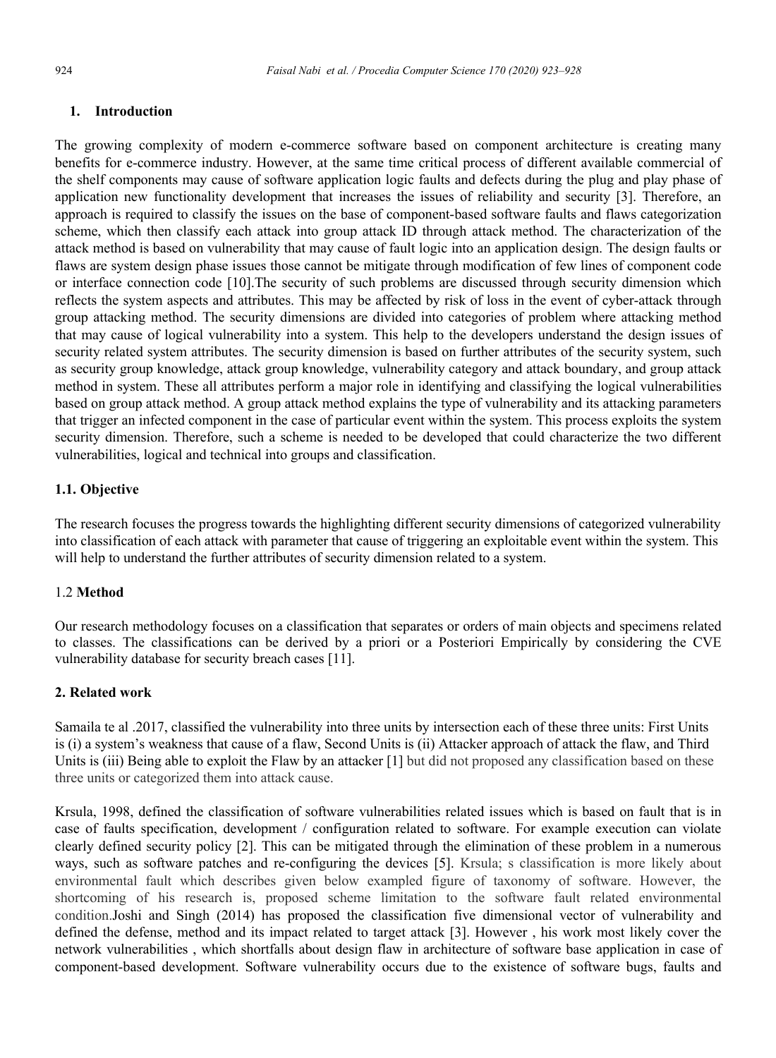## 1. Introduction

The growing complexity of modern e-commerce software based on component architecture is creating many benefits for e-commerce industry. However, at the same time critical process of different available commercial of the shelf components may cause of software application logic faults and defects during the plug and play phase of application new functionality development that increases the issues of reliability and security [3]. Therefore, an approach is required to classify the issues on the base of component-based software faults and flaws categorization scheme, which then classify each attack into group attack ID through attack method. The characterization of the attack method is based on vulnerability that may cause of fault logic into an application design. The design faults or flaws are system design phase issues those cannot be mitigate through modification of few lines of component code or interface connection code [10].The security of such problems are discussed through security dimension which reflects the system aspects and attributes. This may be affected by risk of loss in the event of cyber-attack through group attacking method. The security dimensions are divided into categories of problem where attacking method that may cause of logical vulnerability into a system. This help to the developers understand the design issues of security related system attributes. The security dimension is based on further attributes of the security system, such as security group knowledge, attack group knowledge, vulnerability category and attack boundary, and group attack method in system. These all attributes perform a major role in identifying and classifying the logical vulnerabilities based on group attack method. A group attack method explains the type of vulnerability and its attacking parameters that trigger an infected component in the case of particular event within the system. This process exploits the system security dimension. Therefore, such a scheme is needed to be developed that could characterize the two different vulnerabilities, logical and technical into groups and classification.

### 1.1. Objective

The research focuses the progress towards the highlighting different security dimensions of categorized vulnerability into classification of each attack with parameter that cause of triggering an exploitable event within the system. This will help to understand the further attributes of security dimension related to a system.

### 1.2 Method

Our research methodology focuses on a classification that separates or orders of main objects and specimens related to classes. The classifications can be derived by a priori or a Posteriori Empirically by considering the CVE vulnerability database for security breach cases [11].

## 2. Related work

Samaila te al .2017, classified the vulnerability into three units by intersection each of these three units: First Units is (i) a system's weakness that cause of a flaw, Second Units is (ii) Attacker approach of attack the flaw, and Third Units is (iii) Being able to exploit the Flaw by an attacker [1] but did not proposed any classification based on these three units or categorized them into attack cause.

Krsula, 1998, defined the classification of software vulnerabilities related issues which is based on fault that is in case of faults specification, development / configuration related to software. For example execution can violate clearly defined security policy [2]. This can be mitigated through the elimination of these problem in a numerous ways, such as software patches and re-configuring the devices [5]. Krsula; s classification is more likely about environmental fault which describes given below exampled figure of taxonomy of software. However, the shortcoming of his research is, proposed scheme limitation to the software fault related environmental condition.Joshi and Singh (2014) has proposed the classification five dimensional vector of vulnerability and defined the defense, method and its impact related to target attack [3]. However , his work most likely cover the network vulnerabilities , which shortfalls about design flaw in architecture of software base application in case of component-based development. Software vulnerability occurs due to the existence of software bugs, faults and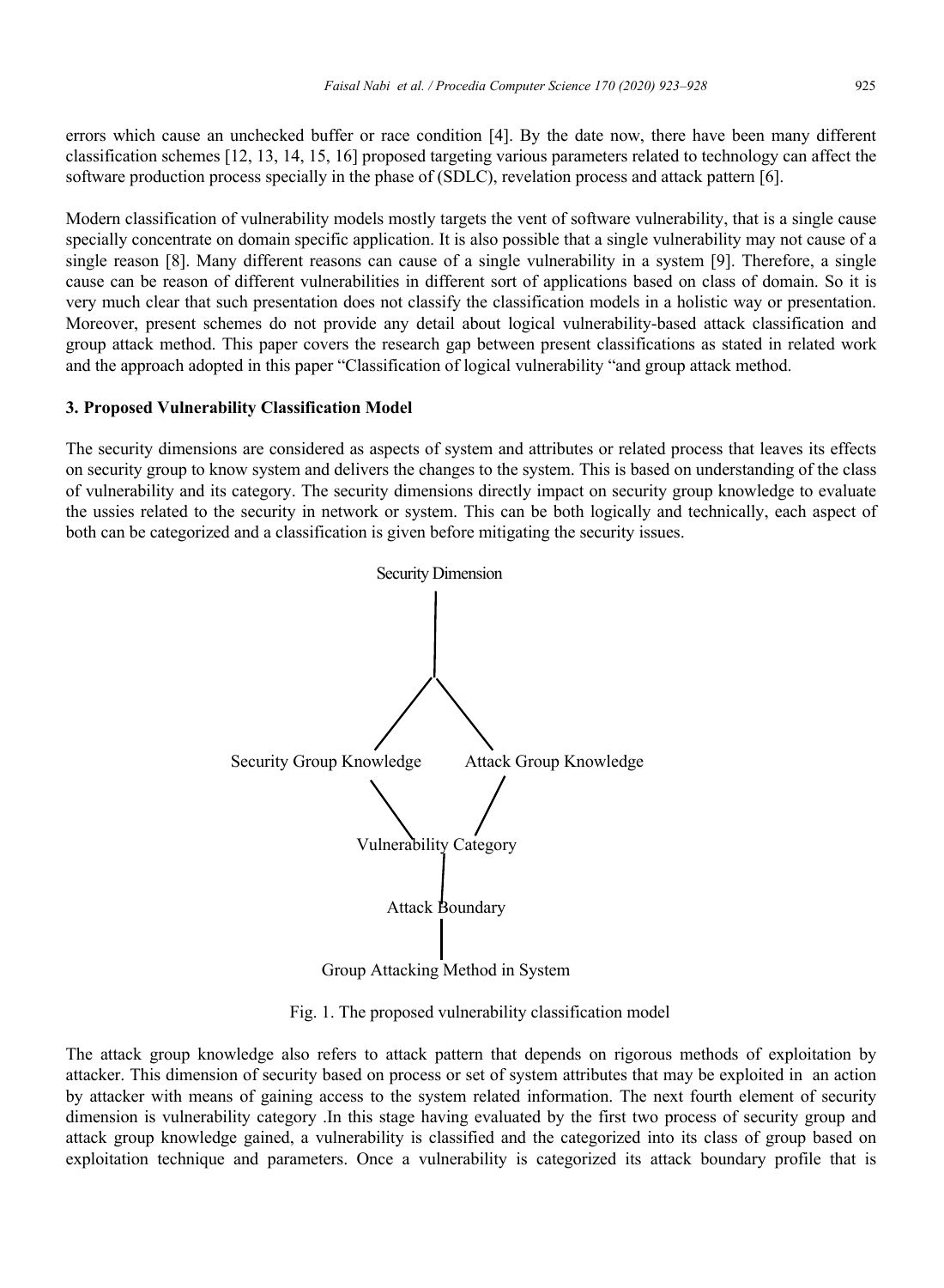errors which cause an unchecked buffer or race condition [4]. By the date now, there have been many different classification schemes [12, 13, 14, 15, 16] proposed targeting various parameters related to technology can affect the software production process specially in the phase of (SDLC), revelation process and attack pattern [6].

Modern classification of vulnerability models mostly targets the vent of software vulnerability, that is a single cause specially concentrate on domain specific application. It is also possible that a single vulnerability may not cause of a single reason [8]. Many different reasons can cause of a single vulnerability in a system [9]. Therefore, a single cause can be reason of different vulnerabilities in different sort of applications based on class of domain. So it is very much clear that such presentation does not classify the classification models in a holistic way or presentation. Moreover, present schemes do not provide any detail about logical vulnerability-based attack classification and group attack method. This paper covers the research gap between present classifications as stated in related work and the approach adopted in this paper "Classification of logical vulnerability "and group attack method.

## 3. Proposed Vulnerability Classification Model

The security dimensions are considered as aspects of system and attributes or related process that leaves its effects on security group to know system and delivers the changes to the system. This is based on understanding of the class of vulnerability and its category. The security dimensions directly impact on security group knowledge to evaluate the ussies related to the security in network or system. This can be both logically and technically, each aspect of both can be categorized and a classification is given before mitigating the security issues.

Security Dimension

Security Group Knowledge    Attack Group Knowledge

Vulnerability Category

Attack Boundary

Group Attacking Method in System

Fig. 1. The proposed vulnerability classification model

The attack group knowledge also refers to attack pattern that depends on rigorous methods of exploitation by attacker. This dimension of security based on process or set of system attributes that may be exploited in an action by attacker with means of gaining access to the system related information. The next fourth element of security dimension is vulnerability category .In this stage having evaluated by the first two process of security group and attack group knowledge gained, a vulnerability is classified and the categorized into its class of group based on exploitation technique and parameters. Once a vulnerability is categorized its attack boundary profile that is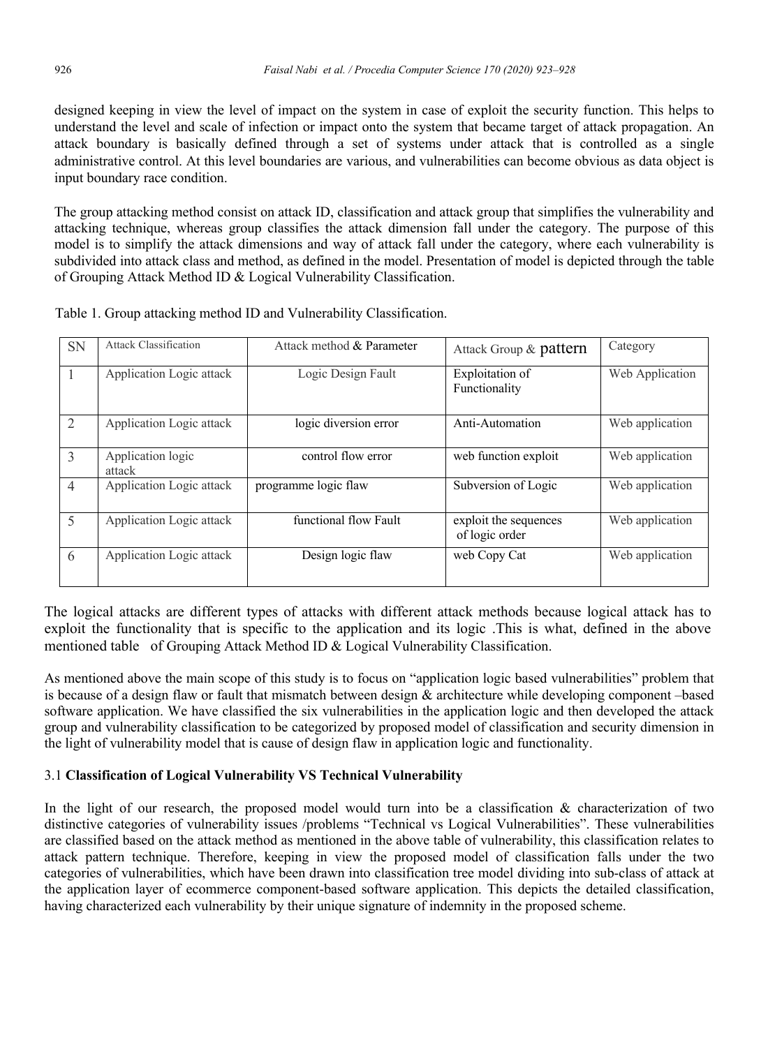designed keeping in view the level of impact on the system in case of exploit the security function. This helps to understand the level and scale of infection or impact onto the system that became target of attack propagation. An attack boundary is basically defined through a set of systems under attack that is controlled as a single administrative control. At this level boundaries are various, and vulnerabilities can become obvious as data object is input boundary race condition.

The group attacking method consist on attack ID, classification and attack group that simplifies the vulnerability and attacking technique, whereas group classifies the attack dimension fall under the category. The purpose of this model is to simplify the attack dimensions and way of attack fall under the category, where each vulnerability is subdivided into attack class and method, as defined in the model. Presentation of model is depicted through the table of Grouping Attack Method ID & Logical Vulnerability Classification.

Table 1. Group attacking method ID and Vulnerability Classification.

| SN | Attack Classification | Attack method & Parameter | Attack Group & pattern | Category |
|---|---|---|---|---|
| 1 | Application Logic attack | Logic Design Fault | Exploitation of Functionality | Web Application |
| 2 | Application Logic attack | logic diversion error | Anti-Automation | Web application |
| 3 | Application logic attack | control flow error | web function exploit | Web application |
| 4 | Application Logic attack | programme logic flaw | Subversion of Logic | Web application |
| 5 | Application Logic attack | functional flow Fault | exploit the sequences of logic order | Web application |
| 6 | Application Logic attack | Design logic flaw | web Copy Cat | Web application |

The logical attacks are different types of attacks with different attack methods because logical attack has to exploit the functionality that is specific to the application and its logic .This is what, defined in the above mentioned table of Grouping Attack Method ID & Logical Vulnerability Classification.

As mentioned above the main scope of this study is to focus on "application logic based vulnerabilities" problem that is because of a design flaw or fault that mismatch between design & architecture while developing component –based software application. We have classified the six vulnerabilities in the application logic and then developed the attack group and vulnerability classification to be categorized by proposed model of classification and security dimension in the light of vulnerability model that is cause of design flaw in application logic and functionality.

### 3.1 **Classification of Logical Vulnerability VS Technical Vulnerability**

In the light of our research, the proposed model would turn into be a classification & characterization of two distinctive categories of vulnerability issues /problems "Technical vs Logical Vulnerabilities". These vulnerabilities are classified based on the attack method as mentioned in the above table of vulnerability, this classification relates to attack pattern technique. Therefore, keeping in view the proposed model of classification falls under the two categories of vulnerabilities, which have been drawn into classification tree model dividing into sub-class of attack at the application layer of ecommerce component-based software application. This depicts the detailed classification, having characterized each vulnerability by their unique signature of indemnity in the proposed scheme.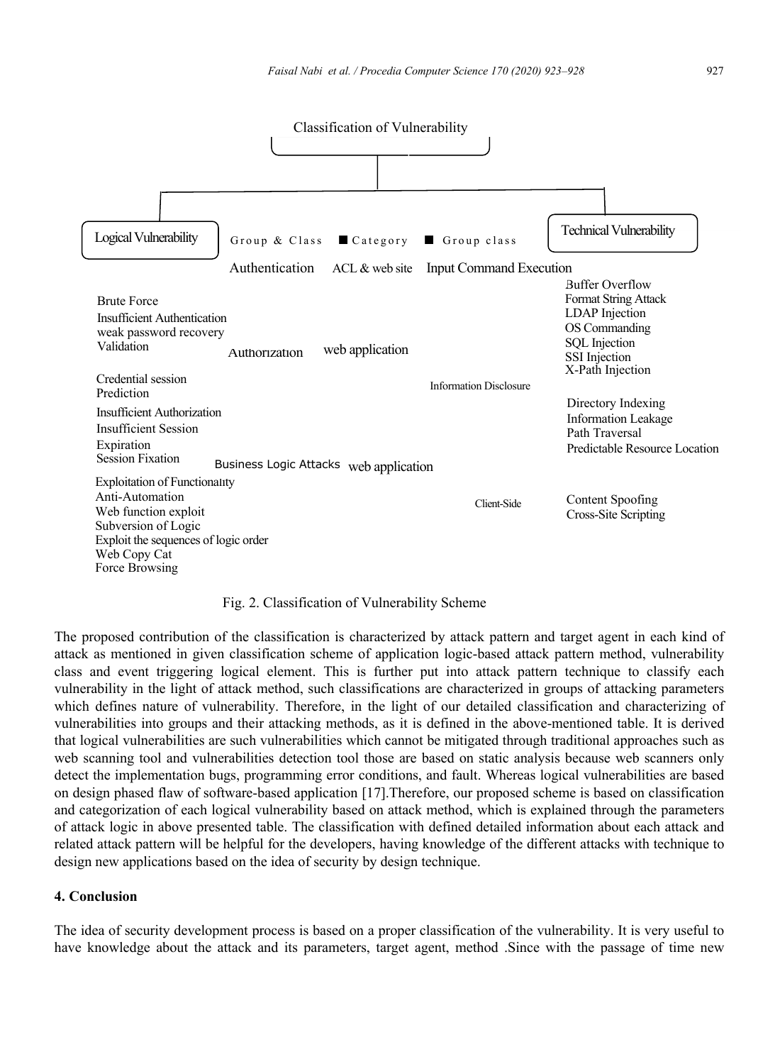Classification of Vulnerability

| Logical Vulnerability | Group & Class | Category | Group class | Technical Vulnerability |
|---|---|---|---|---|
| | Authentication | ACL & web site | Input Command Execution | |
| Brute Force<br>Insufficient Authentication<br>weak password recovery<br>Validation | Authorization | web application | | Buffer Overflow<br>Format String Attack<br>LDAP Injection<br>OS Commanding<br>SQL Injection<br>SSI Injection<br>X-Path Injection |
| Credential session<br>Prediction<br>Insufficient Authorization<br>Insufficient Session<br>Expiration<br>Session Fixation | | | Information Disclosure | Directory Indexing<br>Information Leakage<br>Path Traversal<br>Predictable Resource Location |
| Exploitation of Functionality<br>Anti-Automation<br>Web function exploit<br>Subversion of Logic<br>Exploit the sequences of logic order<br>Web Copy Cat<br>Force Browsing | Business Logic Attacks | web application | Client-Side | Content Spoofing<br>Cross-Site Scripting |

Fig. 2. Classification of Vulnerability Scheme

The proposed contribution of the classification is characterized by attack pattern and target agent in each kind of attack as mentioned in given classification scheme of application logic-based attack pattern method, vulnerability class and event triggering logical element. This is further put into attack pattern technique to classify each vulnerability in the light of attack method, such classifications are characterized in groups of attacking parameters which defines nature of vulnerability. Therefore, in the light of our detailed classification and characterizing of vulnerabilities into groups and their attacking methods, as it is defined in the above-mentioned table. It is derived that logical vulnerabilities are such vulnerabilities which cannot be mitigated through traditional approaches such as web scanning tool and vulnerabilities detection tool those are based on static analysis because web scanners only detect the implementation bugs, programming error conditions, and fault. Whereas logical vulnerabilities are based on design phased flaw of software-based application [17].Therefore, our proposed scheme is based on classification and categorization of each logical vulnerability based on attack method, which is explained through the parameters of attack logic in above presented table. The classification with defined detailed information about each attack and related attack pattern will be helpful for the developers, having knowledge of the different attacks with technique to design new applications based on the idea of security by design technique.

## 4. Conclusion

The idea of security development process is based on a proper classification of the vulnerability. It is very useful to have knowledge about the attack and its parameters, target agent, method .Since with the passage of time new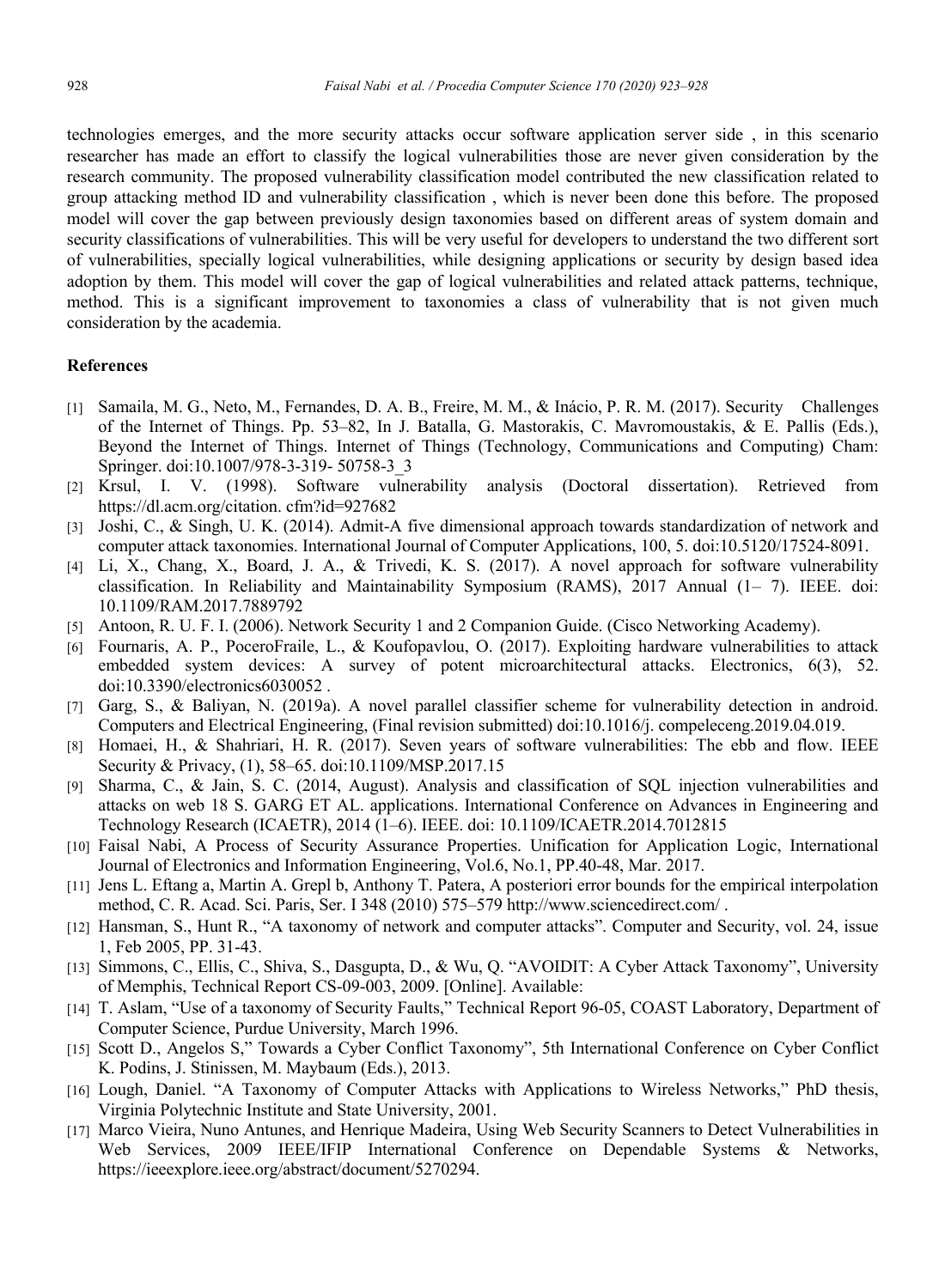technologies emerges, and the more security attacks occur software application server side , in this scenario researcher has made an effort to classify the logical vulnerabilities those are never given consideration by the research community. The proposed vulnerability classification model contributed the new classification related to group attacking method ID and vulnerability classification , which is never been done this before. The proposed model will cover the gap between previously design taxonomies based on different areas of system domain and security classifications of vulnerabilities. This will be very useful for developers to understand the two different sort of vulnerabilities, specially logical vulnerabilities, while designing applications or security by design based idea adoption by them. This model will cover the gap of logical vulnerabilities and related attack patterns, technique, method. This is a significant improvement to taxonomies a class of vulnerability that is not given much consideration by the academia.

## References

[1] Samaila, M. G., Neto, M., Fernandes, D. A. B., Freire, M. M., & Inácio, P. R. M. (2017). Security Challenges of the Internet of Things. Pp. 53–82, In J. Batalla, G. Mastorakis, C. Mavromoustakis, & E. Pallis (Eds.), Beyond the Internet of Things. Internet of Things (Technology, Communications and Computing) Cham: Springer. doi:10.1007/978-3-319- 50758-3_3

[2] Krsul, I. V. (1998). Software vulnerability analysis (Doctoral dissertation). Retrieved from https://dl.acm.org/citation. cfm?id=927682

[3] Joshi, C., & Singh, U. K. (2014). Admit-A five dimensional approach towards standardization of network and computer attack taxonomies. International Journal of Computer Applications, 100, 5. doi:10.5120/17524-8091.

[4] Li, X., Chang, X., Board, J. A., & Trivedi, K. S. (2017). A novel approach for software vulnerability classification. In Reliability and Maintainability Symposium (RAMS), 2017 Annual (1– 7). IEEE. doi: 10.1109/RAM.2017.7889792

[5] Antoon, R. U. F. I. (2006). Network Security 1 and 2 Companion Guide. (Cisco Networking Academy).

[6] Fournaris, A. P., PoceroFraile, L., & Koufopavlou, O. (2017). Exploiting hardware vulnerabilities to attack embedded system devices: A survey of potent microarchitectural attacks. Electronics, 6(3), 52. doi:10.3390/electronics6030052 .

[7] Garg, S., & Baliyan, N. (2019a). A novel parallel classifier scheme for vulnerability detection in android. Computers and Electrical Engineering, (Final revision submitted) doi:10.1016/j. compeleceng.2019.04.019.

[8] Homaei, H., & Shahriari, H. R. (2017). Seven years of software vulnerabilities: The ebb and flow. IEEE Security & Privacy, (1), 58–65. doi:10.1109/MSP.2017.15

[9] Sharma, C., & Jain, S. C. (2014, August). Analysis and classification of SQL injection vulnerabilities and attacks on web 18 S. GARG ET AL. applications. International Conference on Advances in Engineering and Technology Research (ICAETR), 2014 (1–6). IEEE. doi: 10.1109/ICAETR.2014.7012815

[10] Faisal Nabi, A Process of Security Assurance Properties. Unification for Application Logic, International Journal of Electronics and Information Engineering, Vol.6, No.1, PP.40-48, Mar. 2017.

[11] Jens L. Eftang a, Martin A. Grepl b, Anthony T. Patera, A posteriori error bounds for the empirical interpolation method, C. R. Acad. Sci. Paris, Ser. I 348 (2010) 575–579 http://www.sciencedirect.com/ .

[12] Hansman, S., Hunt R., "A taxonomy of network and computer attacks". Computer and Security, vol. 24, issue 1, Feb 2005, PP. 31-43.

[13] Simmons, C., Ellis, C., Shiva, S., Dasgupta, D., & Wu, Q. "AVOIDIT: A Cyber Attack Taxonomy", University of Memphis, Technical Report CS-09-003, 2009. [Online]. Available:

[14] T. Aslam, "Use of a taxonomy of Security Faults," Technical Report 96-05, COAST Laboratory, Department of Computer Science, Purdue University, March 1996.

[15] Scott D., Angelos S," Towards a Cyber Conflict Taxonomy", 5th International Conference on Cyber Conflict K. Podins, J. Stinissen, M. Maybaum (Eds.), 2013.

[16] Lough, Daniel. "A Taxonomy of Computer Attacks with Applications to Wireless Networks," PhD thesis, Virginia Polytechnic Institute and State University, 2001.

[17] Marco Vieira, Nuno Antunes, and Henrique Madeira, Using Web Security Scanners to Detect Vulnerabilities in Web Services, 2009 IEEE/IFIP International Conference on Dependable Systems & Networks, https://ieeexplore.ieee.org/abstract/document/5270294.